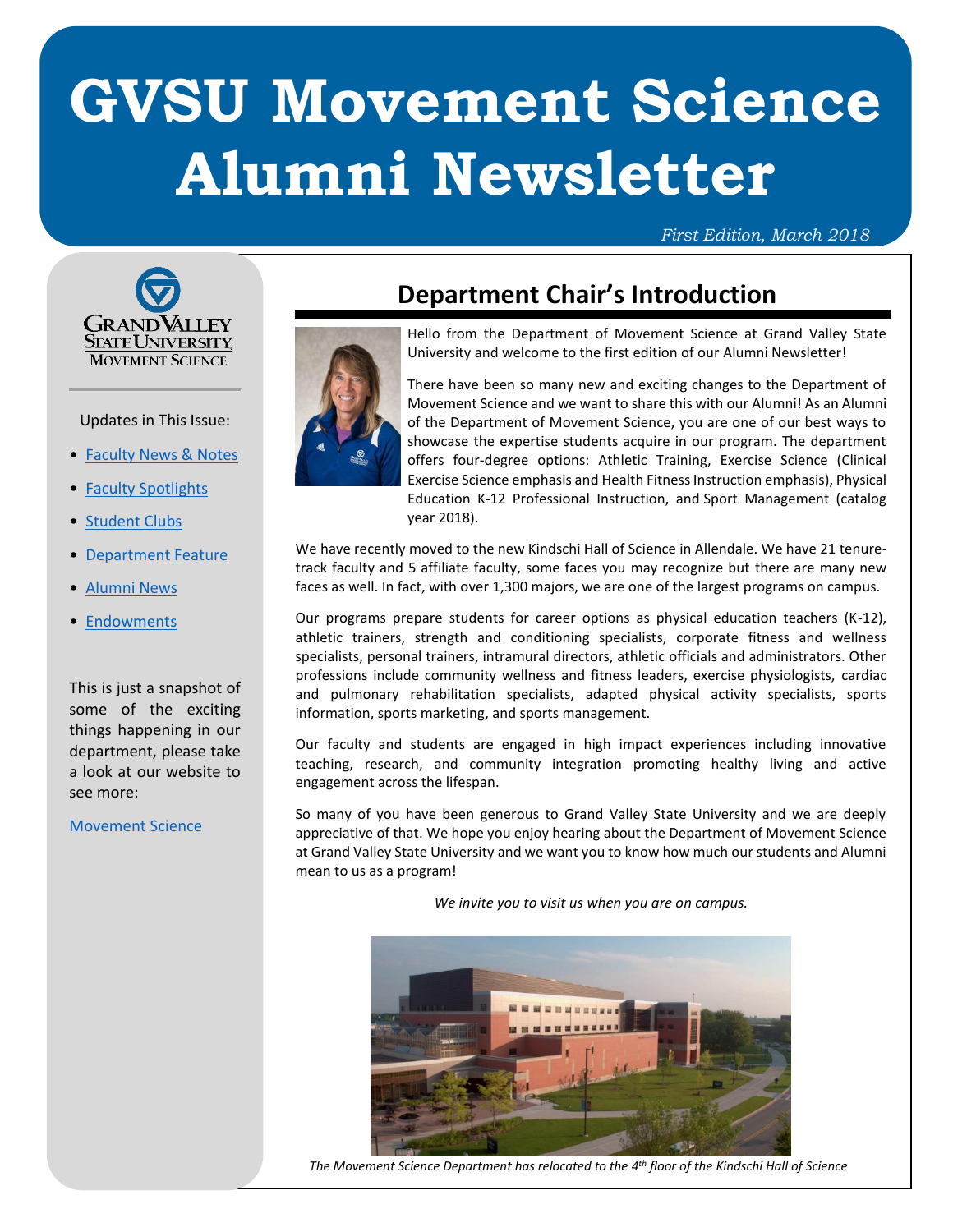# GVSU Movement Science Alumni Newsletter

*First Edition, March 2018*

Grand Valley State University Movement Science

Updates in This Issue:

- Faculty News & Notes
- Faculty Spotlights
- Student Clubs
- Department Feature
- Alumni News
- Endowments

This is just a snapshot of some of the exciting things happening in our department, please take a look at our website to see more:

Movement Science

## Department Chair's Introduction

Hello from the Department of Movement Science at Grand Valley State University and welcome to the first edition of our Alumni Newsletter!

There have been so many new and exciting changes to the Department of Movement Science and we want to share this with our Alumni! As an Alumni of the Department of Movement Science, you are one of our best ways to showcase the expertise students acquire in our program. The department offers four-degree options: Athletic Training, Exercise Science (Clinical Exercise Science emphasis and Health Fitness Instruction emphasis), Physical Education K-12 Professional Instruction, and Sport Management (catalog year 2018).

We have recently moved to the new Kindschi Hall of Science in Allendale. We have 21 tenure-track faculty and 5 affiliate faculty, some faces you may recognize but there are many new faces as well. In fact, with over 1,300 majors, we are one of the largest programs on campus.

Our programs prepare students for career options as physical education teachers (K-12), athletic trainers, strength and conditioning specialists, corporate fitness and wellness specialists, personal trainers, intramural directors, athletic officials and administrators. Other professions include community wellness and fitness leaders, exercise physiologists, cardiac and pulmonary rehabilitation specialists, adapted physical activity specialists, sports information, sports marketing, and sports management.

Our faculty and students are engaged in high impact experiences including innovative teaching, research, and community integration promoting healthy living and active engagement across the lifespan.

So many of you have been generous to Grand Valley State University and we are deeply appreciative of that. We hope you enjoy hearing about the Department of Movement Science at Grand Valley State University and we want you to know how much our students and Alumni mean to us as a program!

*We invite you to visit us when you are on campus.*

*The Movement Science Department has relocated to the 4th floor of the Kindschi Hall of Science*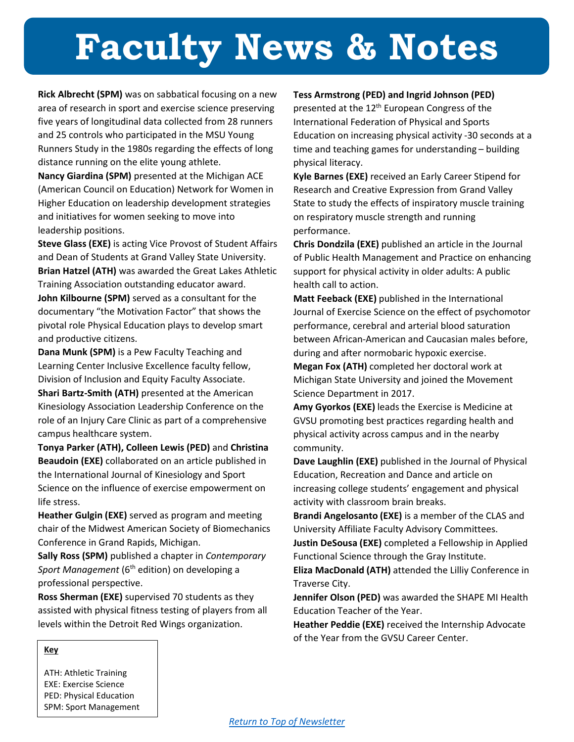# Faculty News & Notes

**Rick Albrecht (SPM)** was on sabbatical focusing on a new area of research in sport and exercise science preserving five years of longitudinal data collected from 28 runners and 25 controls who participated in the MSU Young Runners Study in the 1980s regarding the effects of long distance running on the elite young athlete.

**Nancy Giardina (SPM)** presented at the Michigan ACE (American Council on Education) Network for Women in Higher Education on leadership development strategies and initiatives for women seeking to move into leadership positions.

**Steve Glass (EXE)** is acting Vice Provost of Student Affairs and Dean of Students at Grand Valley State University.

**Brian Hatzel (ATH)** was awarded the Great Lakes Athletic Training Association outstanding educator award.

**John Kilbourne (SPM)** served as a consultant for the documentary "the Motivation Factor" that shows the pivotal role Physical Education plays to develop smart and productive citizens.

**Dana Munk (SPM)** is a Pew Faculty Teaching and Learning Center Inclusive Excellence faculty fellow, Division of Inclusion and Equity Faculty Associate.

**Shari Bartz-Smith (ATH)** presented at the American Kinesiology Association Leadership Conference on the role of an Injury Care Clinic as part of a comprehensive campus healthcare system.

**Tonya Parker (ATH), Colleen Lewis (PED)** and **Christina Beaudoin (EXE)** collaborated on an article published in the International Journal of Kinesiology and Sport Science on the influence of exercise empowerment on life stress.

**Heather Gulgin (EXE)** served as program and meeting chair of the Midwest American Society of Biomechanics Conference in Grand Rapids, Michigan.

**Sally Ross (SPM)** published a chapter in *Contemporary Sport Management* (6th edition) on developing a professional perspective.

**Ross Sherman (EXE)** supervised 70 students as they assisted with physical fitness testing of players from all levels within the Detroit Red Wings organization.

**Tess Armstrong (PED) and Ingrid Johnson (PED)** presented at the 12th European Congress of the International Federation of Physical and Sports Education on increasing physical activity -30 seconds at a time and teaching games for understanding – building physical literacy.

**Kyle Barnes (EXE)** received an Early Career Stipend for Research and Creative Expression from Grand Valley State to study the effects of inspiratory muscle training on respiratory muscle strength and running performance.

**Chris Dondzila (EXE)** published an article in the Journal of Public Health Management and Practice on enhancing support for physical activity in older adults: A public health call to action.

**Matt Feeback (EXE)** published in the International Journal of Exercise Science on the effect of psychomotor performance, cerebral and arterial blood saturation between African-American and Caucasian males before, during and after normobaric hypoxic exercise.

**Megan Fox (ATH)** completed her doctoral work at Michigan State University and joined the Movement Science Department in 2017.

**Amy Gyorkos (EXE)** leads the Exercise is Medicine at GVSU promoting best practices regarding health and physical activity across campus and in the nearby community.

**Dave Laughlin (EXE)** published in the Journal of Physical Education, Recreation and Dance and article on increasing college students' engagement and physical activity with classroom brain breaks.

**Brandi Angelosanto (EXE)** is a member of the CLAS and University Affiliate Faculty Advisory Committees.

**Justin DeSousa (EXE)** completed a Fellowship in Applied Functional Science through the Gray Institute.

**Eliza MacDonald (ATH)** attended the Lilliy Conference in Traverse City.

**Jennifer Olson (PED)** was awarded the SHAPE MI Health Education Teacher of the Year.

**Heather Peddie (EXE)** received the Internship Advocate of the Year from the GVSU Career Center.

**Key**

ATH: Athletic Training
EXE: Exercise Science
PED: Physical Education
SPM: Sport Management

Return to Top of Newsletter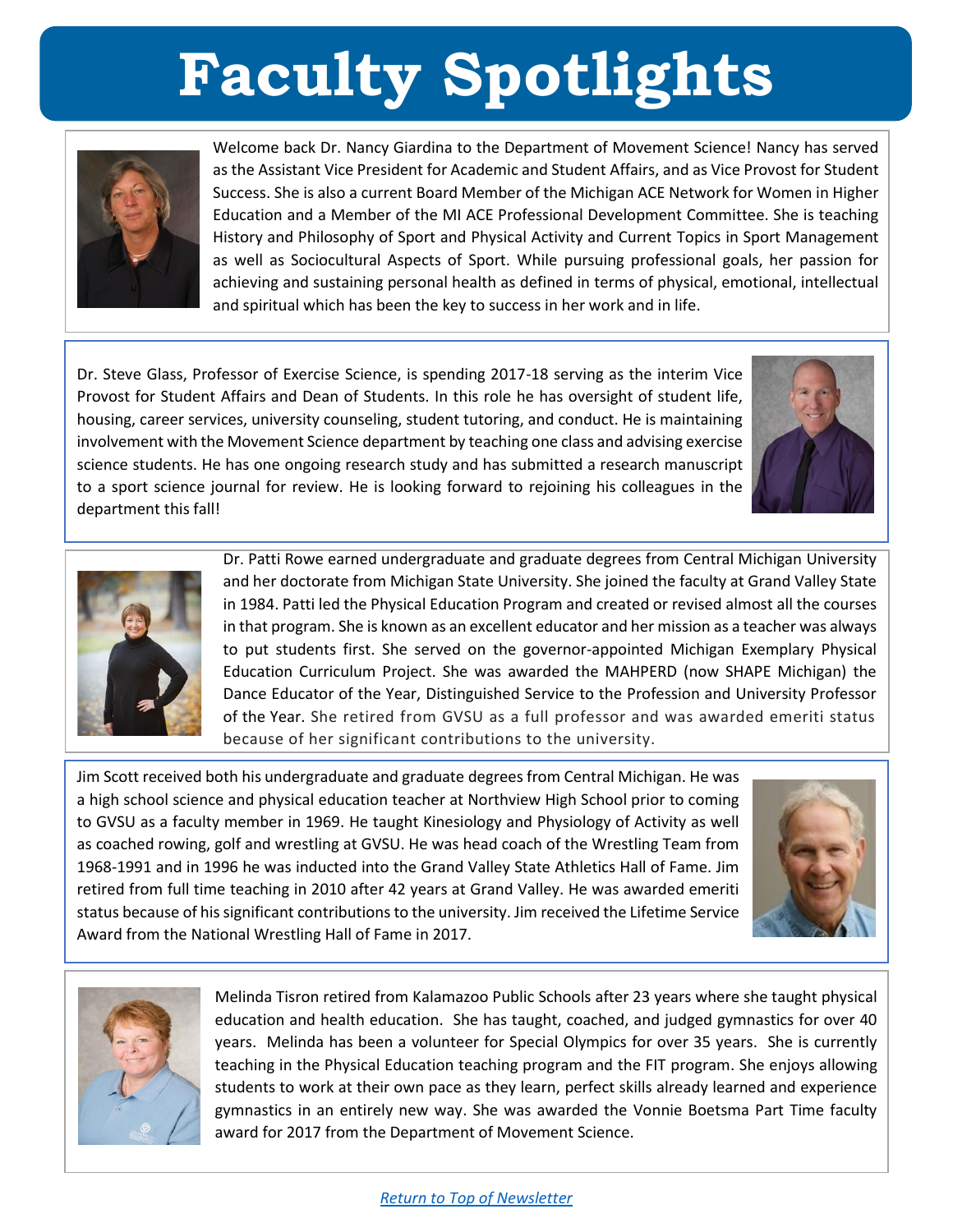# Faculty Spotlights

Welcome back Dr. Nancy Giardina to the Department of Movement Science! Nancy has served as the Assistant Vice President for Academic and Student Affairs, and as Vice Provost for Student Success. She is also a current Board Member of the Michigan ACE Network for Women in Higher Education and a Member of the MI ACE Professional Development Committee. She is teaching History and Philosophy of Sport and Physical Activity and Current Topics in Sport Management as well as Sociocultural Aspects of Sport. While pursuing professional goals, her passion for achieving and sustaining personal health as defined in terms of physical, emotional, intellectual and spiritual which has been the key to success in her work and in life.

Dr. Steve Glass, Professor of Exercise Science, is spending 2017-18 serving as the interim Vice Provost for Student Affairs and Dean of Students. In this role he has oversight of student life, housing, career services, university counseling, student tutoring, and conduct. He is maintaining involvement with the Movement Science department by teaching one class and advising exercise science students. He has one ongoing research study and has submitted a research manuscript to a sport science journal for review. He is looking forward to rejoining his colleagues in the department this fall!

Dr. Patti Rowe earned undergraduate and graduate degrees from Central Michigan University and her doctorate from Michigan State University. She joined the faculty at Grand Valley State in 1984. Patti led the Physical Education Program and created or revised almost all the courses in that program. She is known as an excellent educator and her mission as a teacher was always to put students first. She served on the governor-appointed Michigan Exemplary Physical Education Curriculum Project. She was awarded the MAHPERD (now SHAPE Michigan) the Dance Educator of the Year, Distinguished Service to the Profession and University Professor of the Year. She retired from GVSU as a full professor and was awarded emeriti status because of her significant contributions to the university.

Jim Scott received both his undergraduate and graduate degrees from Central Michigan. He was a high school science and physical education teacher at Northview High School prior to coming to GVSU as a faculty member in 1969. He taught Kinesiology and Physiology of Activity as well as coached rowing, golf and wrestling at GVSU. He was head coach of the Wrestling Team from 1968-1991 and in 1996 he was inducted into the Grand Valley State Athletics Hall of Fame. Jim retired from full time teaching in 2010 after 42 years at Grand Valley. He was awarded emeriti status because of his significant contributions to the university. Jim received the Lifetime Service Award from the National Wrestling Hall of Fame in 2017.

Melinda Tisron retired from Kalamazoo Public Schools after 23 years where she taught physical education and health education. She has taught, coached, and judged gymnastics for over 40 years. Melinda has been a volunteer for Special Olympics for over 35 years. She is currently teaching in the Physical Education teaching program and the FIT program. She enjoys allowing students to work at their own pace as they learn, perfect skills already learned and experience gymnastics in an entirely new way. She was awarded the Vonnie Boetsma Part Time faculty award for 2017 from the Department of Movement Science.

*Return to Top of Newsletter*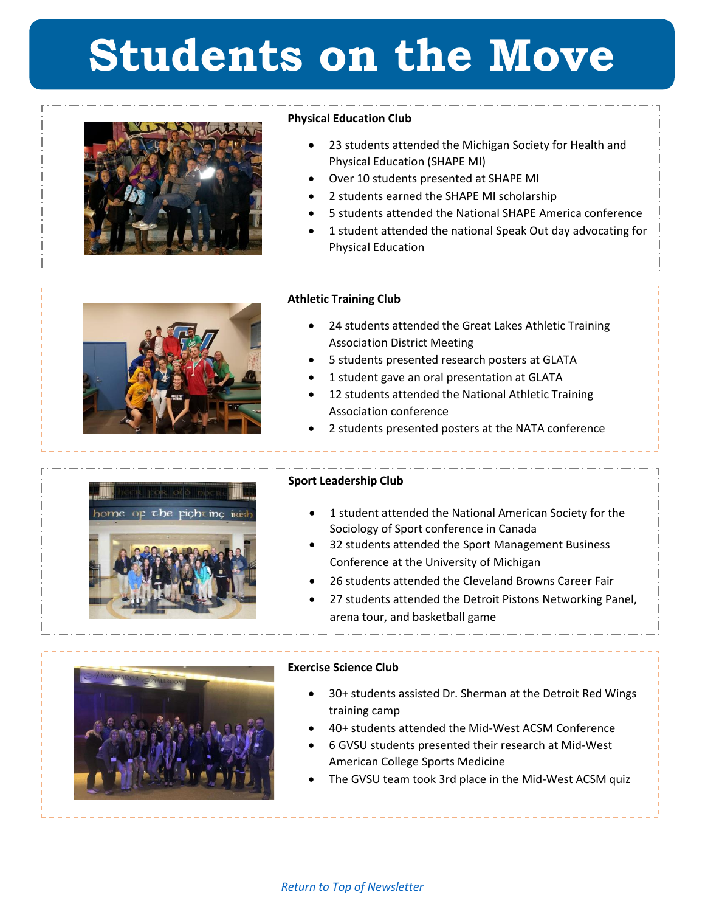# Students on the Move

### Physical Education Club

- 23 students attended the Michigan Society for Health and Physical Education (SHAPE MI)
- Over 10 students presented at SHAPE MI
- 2 students earned the SHAPE MI scholarship
- 5 students attended the National SHAPE America conference
- 1 student attended the national Speak Out day advocating for Physical Education

### Athletic Training Club

- 24 students attended the Great Lakes Athletic Training Association District Meeting
- 5 students presented research posters at GLATA
- 1 student gave an oral presentation at GLATA
- 12 students attended the National Athletic Training Association conference
- 2 students presented posters at the NATA conference

### Sport Leadership Club

- 1 student attended the National American Society for the Sociology of Sport conference in Canada
- 32 students attended the Sport Management Business Conference at the University of Michigan
- 26 students attended the Cleveland Browns Career Fair
- 27 students attended the Detroit Pistons Networking Panel, arena tour, and basketball game

### Exercise Science Club

- 30+ students assisted Dr. Sherman at the Detroit Red Wings training camp
- 40+ students attended the Mid-West ACSM Conference
- 6 GVSU students presented their research at Mid-West American College Sports Medicine
- The GVSU team took 3rd place in the Mid-West ACSM quiz

*Return to Top of Newsletter*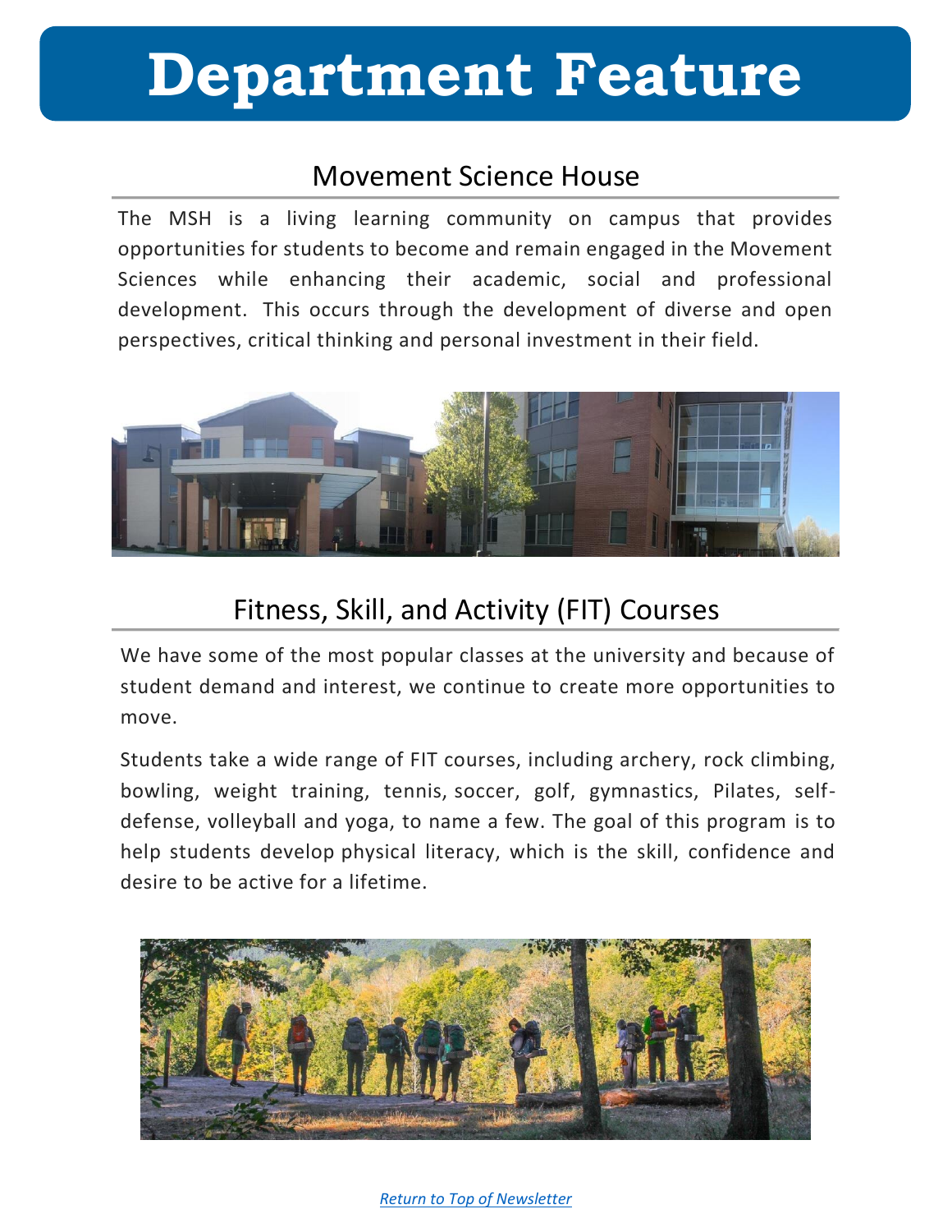# Department Feature

## Movement Science House

The MSH is a living learning community on campus that provides opportunities for students to become and remain engaged in the Movement Sciences while enhancing their academic, social and professional development. This occurs through the development of diverse and open perspectives, critical thinking and personal investment in their field.

## Fitness, Skill, and Activity (FIT) Courses

We have some of the most popular classes at the university and because of student demand and interest, we continue to create more opportunities to move.

Students take a wide range of FIT courses, including archery, rock climbing, bowling, weight training, tennis, soccer, golf, gymnastics, Pilates, self-defense, volleyball and yoga, to name a few. The goal of this program is to help students develop physical literacy, which is the skill, confidence and desire to be active for a lifetime.

*Return to Top of Newsletter*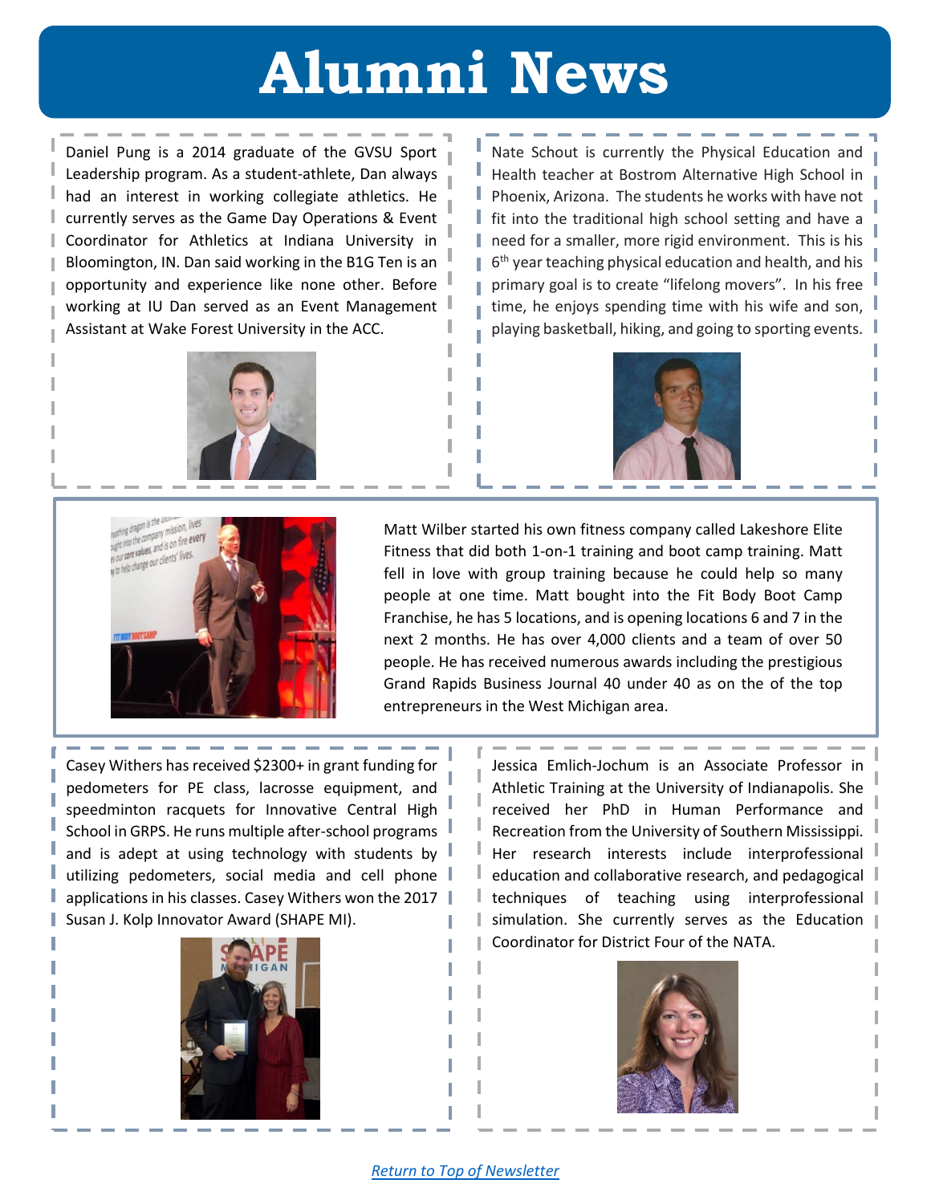# Alumni News

Daniel Pung is a 2014 graduate of the GVSU Sport Leadership program. As a student-athlete, Dan always had an interest in working collegiate athletics. He currently serves as the Game Day Operations & Event Coordinator for Athletics at Indiana University in Bloomington, IN. Dan said working in the B1G Ten is an opportunity and experience like none other. Before working at IU Dan served as an Event Management Assistant at Wake Forest University in the ACC.

Nate Schout is currently the Physical Education and Health teacher at Bostrom Alternative High School in Phoenix, Arizona. The students he works with have not fit into the traditional high school setting and have a need for a smaller, more rigid environment. This is his 6th year teaching physical education and health, and his primary goal is to create "lifelong movers". In his free time, he enjoys spending time with his wife and son, playing basketball, hiking, and going to sporting events.

Matt Wilber started his own fitness company called Lakeshore Elite Fitness that did both 1-on-1 training and boot camp training. Matt fell in love with group training because he could help so many people at one time. Matt bought into the Fit Body Boot Camp Franchise, he has 5 locations, and is opening locations 6 and 7 in the next 2 months. He has over 4,000 clients and a team of over 50 people. He has received numerous awards including the prestigious Grand Rapids Business Journal 40 under 40 as on the of the top entrepreneurs in the West Michigan area.

Casey Withers has received $2300+ in grant funding for pedometers for PE class, lacrosse equipment, and speedminton racquets for Innovative Central High School in GRPS. He runs multiple after-school programs and is adept at using technology with students by utilizing pedometers, social media and cell phone applications in his classes. Casey Withers won the 2017 Susan J. Kolp Innovator Award (SHAPE MI).

Jessica Emlich-Jochum is an Associate Professor in Athletic Training at the University of Indianapolis. She received her PhD in Human Performance and Recreation from the University of Southern Mississippi. Her research interests include interprofessional education and collaborative research, and pedagogical techniques of teaching using interprofessional simulation. She currently serves as the Education Coordinator for District Four of the NATA.

*Return to Top of Newsletter*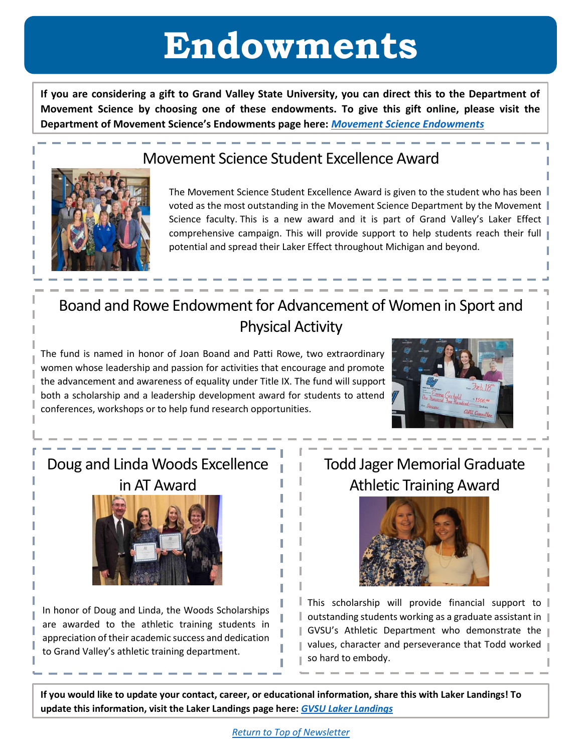# Endowments

**If you are considering a gift to Grand Valley State University, you can direct this to the Department of Movement Science by choosing one of these endowments. To give this gift online, please visit the Department of Movement Science's Endowments page here: *Movement Science Endowments***

## Movement Science Student Excellence Award

The Movement Science Student Excellence Award is given to the student who has been voted as the most outstanding in the Movement Science Department by the Movement Science faculty. This is a new award and it is part of Grand Valley's Laker Effect comprehensive campaign. This will provide support to help students reach their full potential and spread their Laker Effect throughout Michigan and beyond.

## Boand and Rowe Endowment for Advancement of Women in Sport and Physical Activity

The fund is named in honor of Joan Boand and Patti Rowe, two extraordinary women whose leadership and passion for activities that encourage and promote the advancement and awareness of equality under Title IX. The fund will support both a scholarship and a leadership development award for students to attend conferences, workshops or to help fund research opportunities.

## Doug and Linda Woods Excellence in AT Award

In honor of Doug and Linda, the Woods Scholarships are awarded to the athletic training students in appreciation of their academic success and dedication to Grand Valley's athletic training department.

## Todd Jager Memorial Graduate Athletic Training Award

This scholarship will provide financial support to outstanding students working as a graduate assistant in GVSU's Athletic Department who demonstrate the values, character and perseverance that Todd worked so hard to embody.

**If you would like to update your contact, career, or educational information, share this with Laker Landings! To update this information, visit the Laker Landings page here: *GVSU Laker Landings***

*Return to Top of Newsletter*